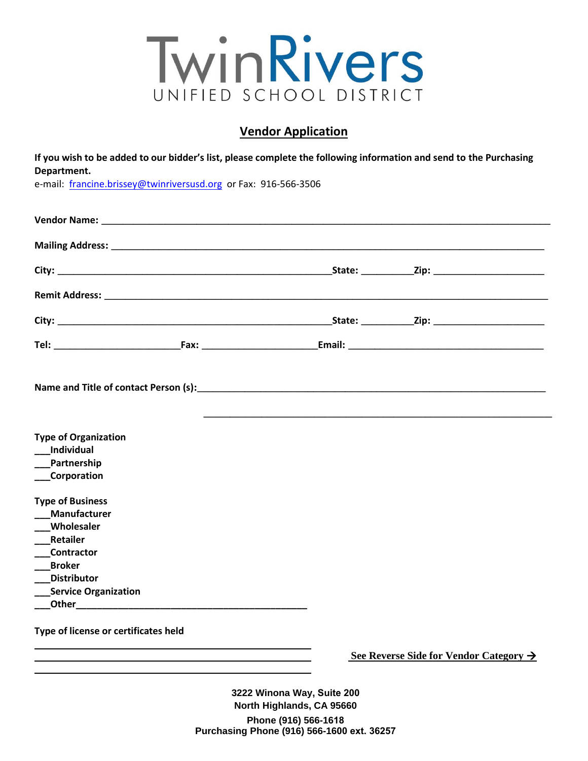# TwinRivers
UNIFIED SCHOOL DISTRICT

## Vendor Application

**If you wish to be added to our bidder's list, please complete the following information and send to the Purchasing Department.**

e-mail: [francine.brissey@twinriversusd.org](mailto:francine.brissey@twinriversusd.org) or Fax: 916-566-3506

**Vendor Name:** ______________________________________________________________________________

**Mailing Address:** ___________________________________________________________________________

**City:** _______________________________________________ **State:** _________ **Zip:** ___________________

**Remit Address:** _____________________________________________________________________________

**City:** _______________________________________________ **State:** _________ **Zip:** ___________________

**Tel:** ______________________ **Fax:** ____________________ **Email:** ___________________________________

**Name and Title of contact Person (s):** ______________________________________________________________

______________________________________________________________

**Type of Organization**

___**Individual**
___**Partnership**
___**Corporation**

**Type of Business**

___**Manufacturer**
___**Wholesaler**
___**Retailer**
___**Contractor**
___**Broker**
___**Distributor**
___**Service Organization**
___**Other**__________________________________________

**Type of license or certificates held**

_______________________________________________

_______________________________________________

_______________________________________________

**See Reverse Side for Vendor Category →**

**3222 Winona Way, Suite 200**
**North Highlands, CA 95660**

**Phone (916) 566-1618**
**Purchasing Phone (916) 566-1600 ext. 36257**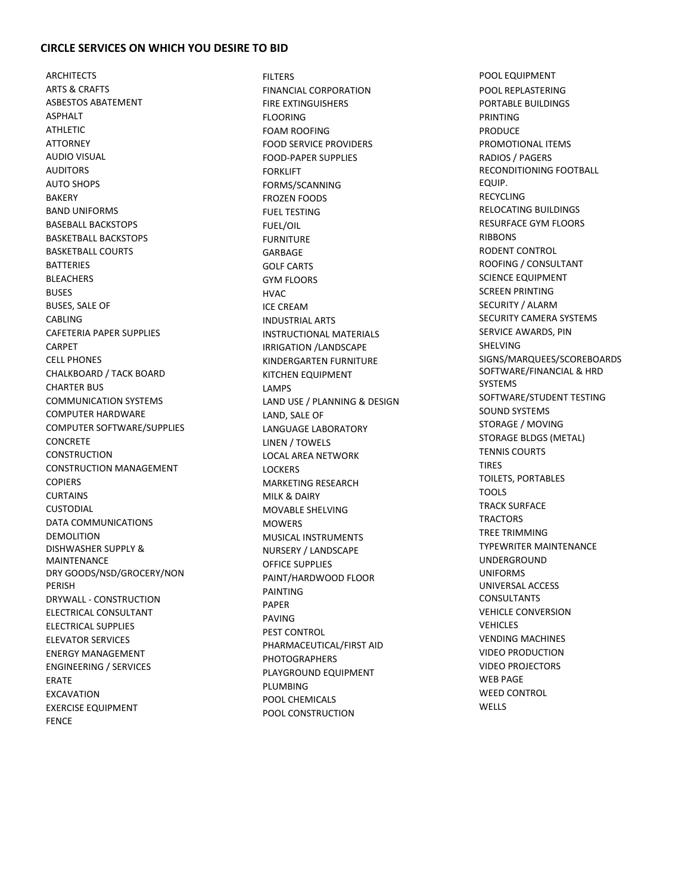**CIRCLE SERVICES ON WHICH YOU DESIRE TO BID**

ARCHITECTS
ARTS & CRAFTS
ASBESTOS ABATEMENT
ASPHALT
ATHLETIC
ATTORNEY
AUDIO VISUAL
AUDITORS
AUTO SHOPS
BAKERY
BAND UNIFORMS
BASEBALL BACKSTOPS
BASKETBALL BACKSTOPS
BASKETBALL COURTS
BATTERIES
BLEACHERS
BUSES
BUSES, SALE OF
CABLING
CAFETERIA PAPER SUPPLIES
CARPET
CELL PHONES
CHALKBOARD / TACK BOARD
CHARTER BUS
COMMUNICATION SYSTEMS
COMPUTER HARDWARE
COMPUTER SOFTWARE/SUPPLIES
CONCRETE
CONSTRUCTION
CONSTRUCTION MANAGEMENT
COPIERS
CURTAINS
CUSTODIAL
DATA COMMUNICATIONS
DEMOLITION
DISHWASHER SUPPLY & MAINTENANCE
DRY GOODS/NSD/GROCERY/NON PERISH
DRYWALL - CONSTRUCTION
ELECTRICAL CONSULTANT
ELECTRICAL SUPPLIES
ELEVATOR SERVICES
ENERGY MANAGEMENT
ENGINEERING / SERVICES
ERATE
EXCAVATION
EXERCISE EQUIPMENT
FENCE
FILTERS
FINANCIAL CORPORATION
FIRE EXTINGUISHERS
FLOORING
FOAM ROOFING
FOOD SERVICE PROVIDERS
FOOD-PAPER SUPPLIES
FORKLIFT
FORMS/SCANNING
FROZEN FOODS
FUEL TESTING
FUEL/OIL
FURNITURE
GARBAGE
GOLF CARTS
GYM FLOORS
HVAC
ICE CREAM
INDUSTRIAL ARTS
INSTRUCTIONAL MATERIALS
IRRIGATION /LANDSCAPE
KINDERGARTEN FURNITURE
KITCHEN EQUIPMENT
LAMPS
LAND USE / PLANNING & DESIGN
LAND, SALE OF
LANGUAGE LABORATORY
LINEN / TOWELS
LOCAL AREA NETWORK
LOCKERS
MARKETING RESEARCH
MILK & DAIRY
MOVABLE SHELVING
MOWERS
MUSICAL INSTRUMENTS
NURSERY / LANDSCAPE
OFFICE SUPPLIES
PAINT/HARDWOOD FLOOR
PAINTING
PAPER
PAVING
PEST CONTROL
PHARMACEUTICAL/FIRST AID
PHOTOGRAPHERS
PLAYGROUND EQUIPMENT
PLUMBING
POOL CHEMICALS
POOL CONSTRUCTION
POOL EQUIPMENT
POOL REPLASTERING
PORTABLE BUILDINGS
PRINTING
PRODUCE
PROMOTIONAL ITEMS
RADIOS / PAGERS
RECONDITIONING FOOTBALL EQUIP.
RECYCLING
RELOCATING BUILDINGS
RESURFACE GYM FLOORS
RIBBONS
RODENT CONTROL
ROOFING / CONSULTANT
SCIENCE EQUIPMENT
SCREEN PRINTING
SECURITY / ALARM
SECURITY CAMERA SYSTEMS
SERVICE AWARDS, PIN
SHELVING
SIGNS/MARQUEES/SCOREBOARDS
SOFTWARE/FINANCIAL & HRD SYSTEMS
SOFTWARE/STUDENT TESTING
SOUND SYSTEMS
STORAGE / MOVING
STORAGE BLDGS (METAL)
TENNIS COURTS
TIRES
TOILETS, PORTABLES
TOOLS
TRACK SURFACE
TRACTORS
TREE TRIMMING
TYPEWRITER MAINTENANCE
UNDERGROUND
UNIFORMS
UNIVERSAL ACCESS CONSULTANTS
VEHICLE CONVERSION
VEHICLES
VENDING MACHINES
VIDEO PRODUCTION
VIDEO PROJECTORS
WEB PAGE
WEED CONTROL
WELLS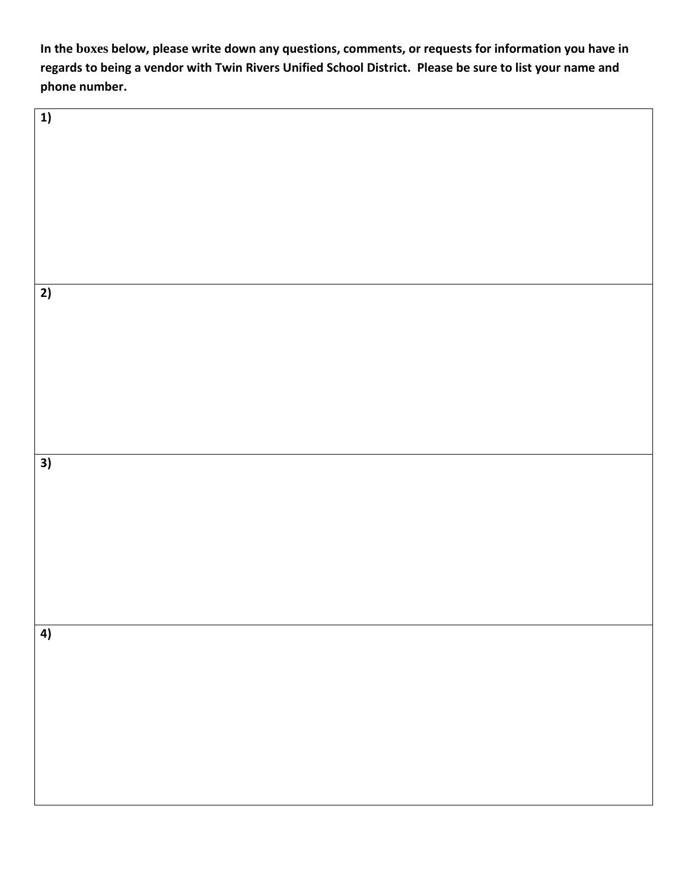**In the boxes below, please write down any questions, comments, or requests for information you have in regards to being a vendor with Twin Rivers Unified School District. Please be sure to list your name and phone number.**

| |
|---|
| **1)** |
| **2)** |
| **3)** |
| **4)** |